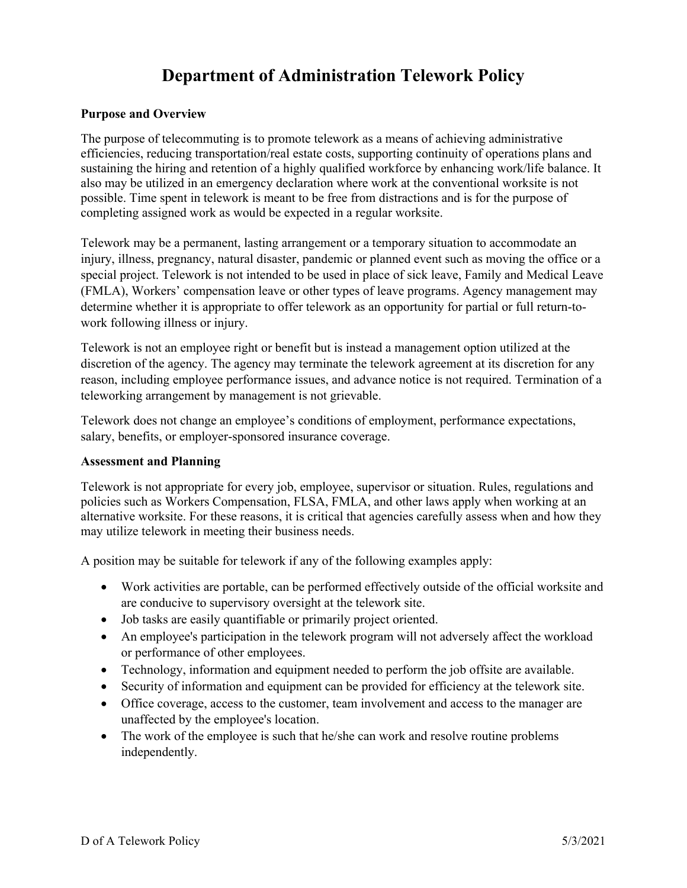# Department of Administration Telework Policy

**Purpose and Overview**

The purpose of telecommuting is to promote telework as a means of achieving administrative efficiencies, reducing transportation/real estate costs, supporting continuity of operations plans and sustaining the hiring and retention of a highly qualified workforce by enhancing work/life balance. It also may be utilized in an emergency declaration where work at the conventional worksite is not possible. Time spent in telework is meant to be free from distractions and is for the purpose of completing assigned work as would be expected in a regular worksite.

Telework may be a permanent, lasting arrangement or a temporary situation to accommodate an injury, illness, pregnancy, natural disaster, pandemic or planned event such as moving the office or a special project. Telework is not intended to be used in place of sick leave, Family and Medical Leave (FMLA), Workers' compensation leave or other types of leave programs. Agency management may determine whether it is appropriate to offer telework as an opportunity for partial or full return-to-work following illness or injury.

Telework is not an employee right or benefit but is instead a management option utilized at the discretion of the agency. The agency may terminate the telework agreement at its discretion for any reason, including employee performance issues, and advance notice is not required. Termination of a teleworking arrangement by management is not grievable.

Telework does not change an employee's conditions of employment, performance expectations, salary, benefits, or employer-sponsored insurance coverage.

**Assessment and Planning**

Telework is not appropriate for every job, employee, supervisor or situation. Rules, regulations and policies such as Workers Compensation, FLSA, FMLA, and other laws apply when working at an alternative worksite. For these reasons, it is critical that agencies carefully assess when and how they may utilize telework in meeting their business needs.

A position may be suitable for telework if any of the following examples apply:

- Work activities are portable, can be performed effectively outside of the official worksite and are conducive to supervisory oversight at the telework site.
- Job tasks are easily quantifiable or primarily project oriented.
- An employee's participation in the telework program will not adversely affect the workload or performance of other employees.
- Technology, information and equipment needed to perform the job offsite are available.
- Security of information and equipment can be provided for efficiency at the telework site.
- Office coverage, access to the customer, team involvement and access to the manager are unaffected by the employee's location.
- The work of the employee is such that he/she can work and resolve routine problems independently.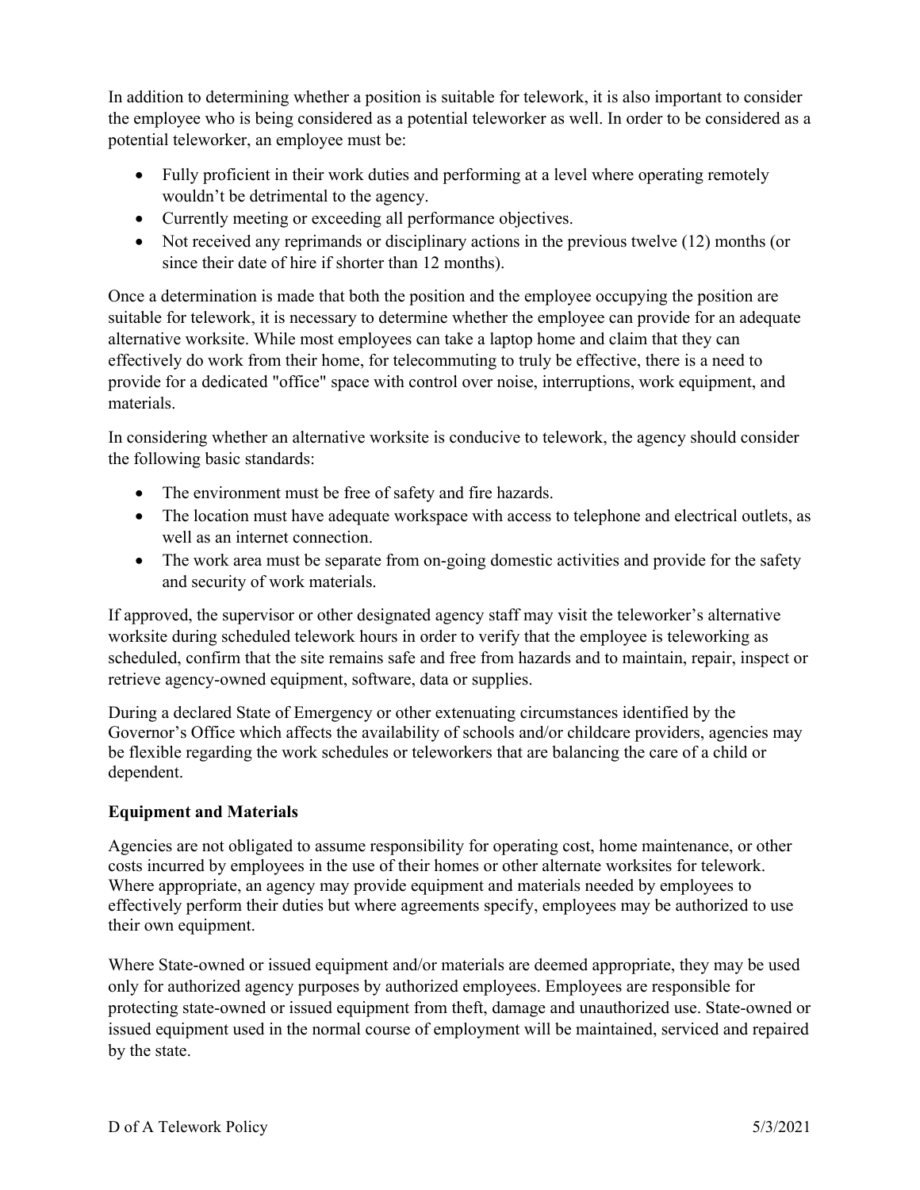In addition to determining whether a position is suitable for telework, it is also important to consider the employee who is being considered as a potential teleworker as well. In order to be considered as a potential teleworker, an employee must be:

- Fully proficient in their work duties and performing at a level where operating remotely wouldn't be detrimental to the agency.
- Currently meeting or exceeding all performance objectives.
- Not received any reprimands or disciplinary actions in the previous twelve (12) months (or since their date of hire if shorter than 12 months).

Once a determination is made that both the position and the employee occupying the position are suitable for telework, it is necessary to determine whether the employee can provide for an adequate alternative worksite. While most employees can take a laptop home and claim that they can effectively do work from their home, for telecommuting to truly be effective, there is a need to provide for a dedicated "office" space with control over noise, interruptions, work equipment, and materials.

In considering whether an alternative worksite is conducive to telework, the agency should consider the following basic standards:

- The environment must be free of safety and fire hazards.
- The location must have adequate workspace with access to telephone and electrical outlets, as well as an internet connection.
- The work area must be separate from on-going domestic activities and provide for the safety and security of work materials.

If approved, the supervisor or other designated agency staff may visit the teleworker's alternative worksite during scheduled telework hours in order to verify that the employee is teleworking as scheduled, confirm that the site remains safe and free from hazards and to maintain, repair, inspect or retrieve agency-owned equipment, software, data or supplies.

During a declared State of Emergency or other extenuating circumstances identified by the Governor's Office which affects the availability of schools and/or childcare providers, agencies may be flexible regarding the work schedules or teleworkers that are balancing the care of a child or dependent.

**Equipment and Materials**

Agencies are not obligated to assume responsibility for operating cost, home maintenance, or other costs incurred by employees in the use of their homes or other alternate worksites for telework. Where appropriate, an agency may provide equipment and materials needed by employees to effectively perform their duties but where agreements specify, employees may be authorized to use their own equipment.

Where State-owned or issued equipment and/or materials are deemed appropriate, they may be used only for authorized agency purposes by authorized employees. Employees are responsible for protecting state-owned or issued equipment from theft, damage and unauthorized use. State-owned or issued equipment used in the normal course of employment will be maintained, serviced and repaired by the state.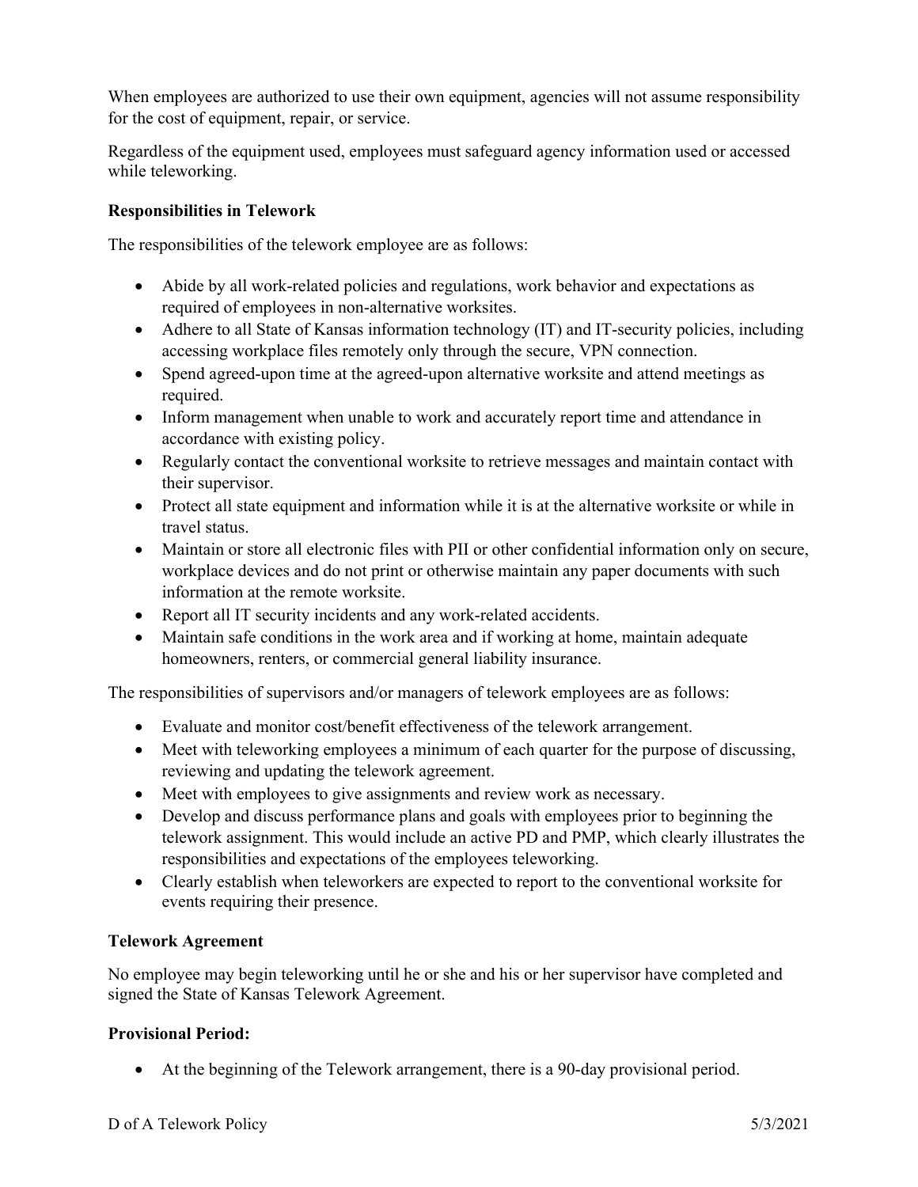When employees are authorized to use their own equipment, agencies will not assume responsibility for the cost of equipment, repair, or service.

Regardless of the equipment used, employees must safeguard agency information used or accessed while teleworking.

**Responsibilities in Telework**

The responsibilities of the telework employee are as follows:

- Abide by all work-related policies and regulations, work behavior and expectations as required of employees in non-alternative worksites.
- Adhere to all State of Kansas information technology (IT) and IT-security policies, including accessing workplace files remotely only through the secure, VPN connection.
- Spend agreed-upon time at the agreed-upon alternative worksite and attend meetings as required.
- Inform management when unable to work and accurately report time and attendance in accordance with existing policy.
- Regularly contact the conventional worksite to retrieve messages and maintain contact with their supervisor.
- Protect all state equipment and information while it is at the alternative worksite or while in travel status.
- Maintain or store all electronic files with PII or other confidential information only on secure, workplace devices and do not print or otherwise maintain any paper documents with such information at the remote worksite.
- Report all IT security incidents and any work-related accidents.
- Maintain safe conditions in the work area and if working at home, maintain adequate homeowners, renters, or commercial general liability insurance.

The responsibilities of supervisors and/or managers of telework employees are as follows:

- Evaluate and monitor cost/benefit effectiveness of the telework arrangement.
- Meet with teleworking employees a minimum of each quarter for the purpose of discussing, reviewing and updating the telework agreement.
- Meet with employees to give assignments and review work as necessary.
- Develop and discuss performance plans and goals with employees prior to beginning the telework assignment. This would include an active PD and PMP, which clearly illustrates the responsibilities and expectations of the employees teleworking.
- Clearly establish when teleworkers are expected to report to the conventional worksite for events requiring their presence.

**Telework Agreement**

No employee may begin teleworking until he or she and his or her supervisor have completed and signed the State of Kansas Telework Agreement.

**Provisional Period:**

- At the beginning of the Telework arrangement, there is a 90-day provisional period.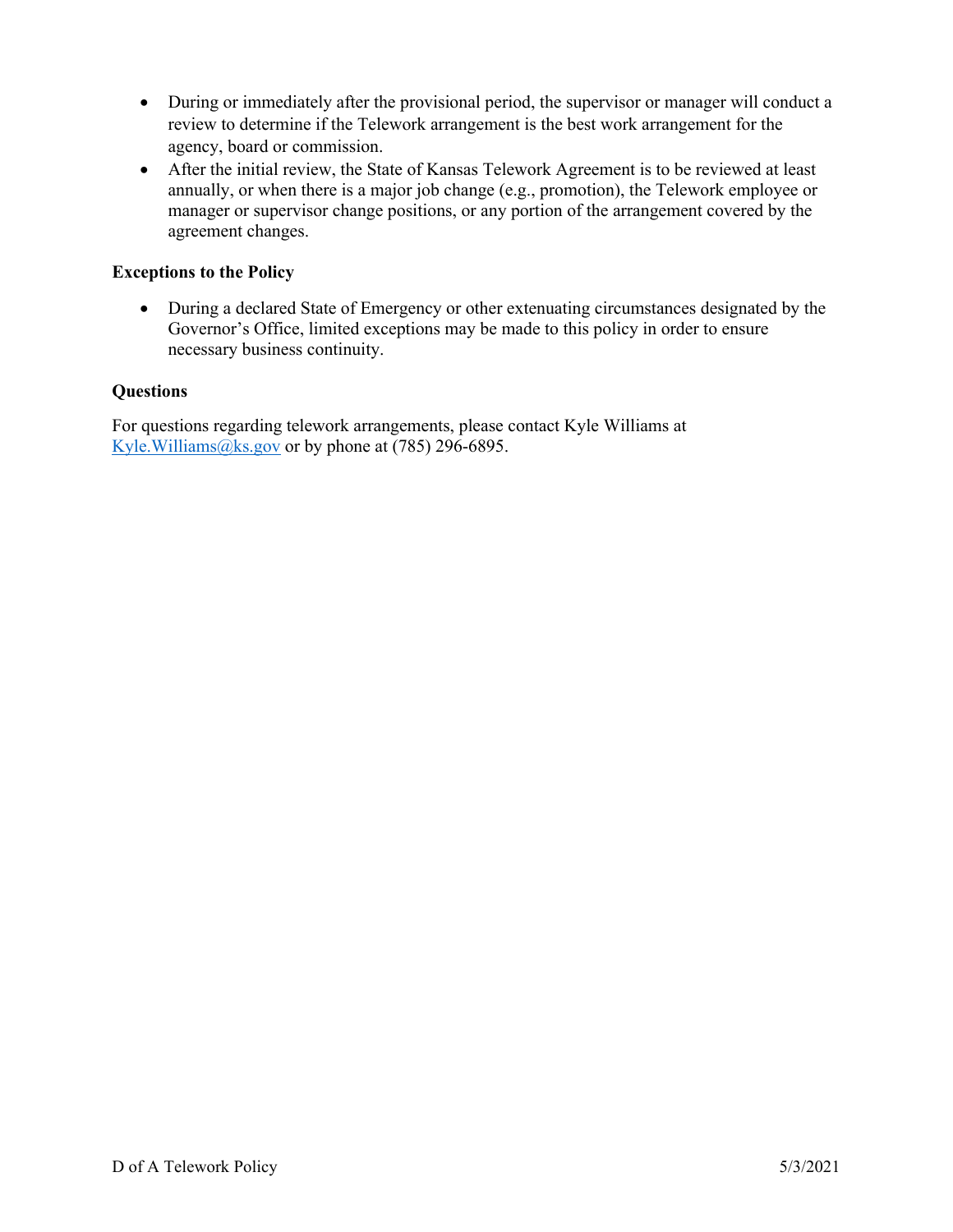- During or immediately after the provisional period, the supervisor or manager will conduct a review to determine if the Telework arrangement is the best work arrangement for the agency, board or commission.
- After the initial review, the State of Kansas Telework Agreement is to be reviewed at least annually, or when there is a major job change (e.g., promotion), the Telework employee or manager or supervisor change positions, or any portion of the arrangement covered by the agreement changes.

**Exceptions to the Policy**

- During a declared State of Emergency or other extenuating circumstances designated by the Governor's Office, limited exceptions may be made to this policy in order to ensure necessary business continuity.

**Questions**

For questions regarding telework arrangements, please contact Kyle Williams at Kyle.Williams@ks.gov or by phone at (785) 296-6895.